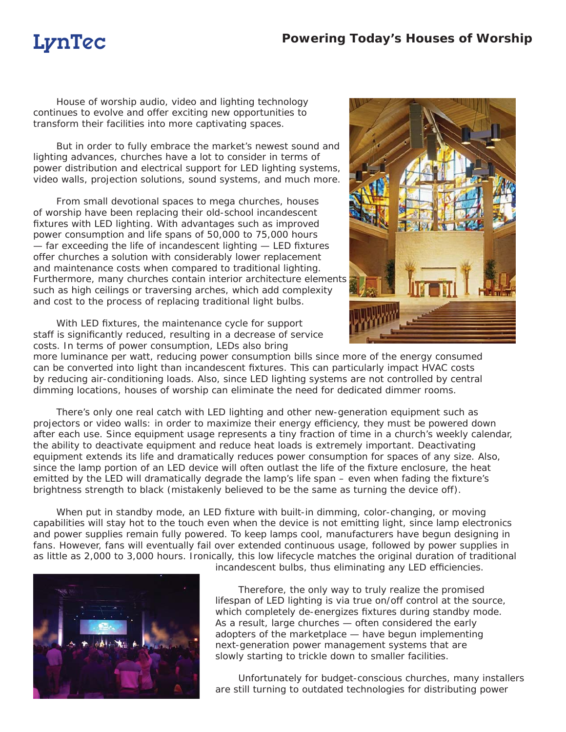# Powering Today's Houses of Worship

House of worship audio, video and lighting technology continues to evolve and offer exciting new opportunities to transform their facilities into more captivating spaces.

But in order to fully embrace the market's newest sound and lighting advances, churches have a lot to consider in terms of power distribution and electrical support for LED lighting systems, video walls, projection solutions, sound systems, and much more.

From small devotional spaces to mega churches, houses of worship have been replacing their old-school incandescent fixtures with LED lighting. With advantages such as improved power consumption and life spans of 50,000 to 75,000 hours — far exceeding the life of incandescent lighting — LED fixtures offer churches a solution with considerably lower replacement and maintenance costs when compared to traditional lighting. Furthermore, many churches contain interior architecture elements such as high ceilings or traversing arches, which add complexity and cost to the process of replacing traditional light bulbs.

With LED fixtures, the maintenance cycle for support staff is significantly reduced, resulting in a decrease of service costs. In terms of power consumption, LEDs also bring more luminance per watt, reducing power consumption bills since more of the energy consumed can be converted into light than incandescent fixtures. This can particularly impact HVAC costs by reducing air-conditioning loads. Also, since LED lighting systems are not controlled by central dimming locations, houses of worship can eliminate the need for dedicated dimmer rooms.

There's only one real catch with LED lighting and other new-generation equipment such as projectors or video walls: in order to maximize their energy efficiency, they must be powered down after each use. Since equipment usage represents a tiny fraction of time in a church's weekly calendar, the ability to deactivate equipment and reduce heat loads is extremely important. Deactivating equipment extends its life and dramatically reduces power consumption for spaces of any size. Also, since the lamp portion of an LED device will often outlast the life of the fixture enclosure, the heat emitted by the LED will dramatically degrade the lamp's life span – even when fading the fixture's brightness strength to black (mistakenly believed to be the same as turning the device off).

When put in standby mode, an LED fixture with built-in dimming, color-changing, or moving capabilities will stay hot to the touch even when the device is not emitting light, since lamp electronics and power supplies remain fully powered. To keep lamps cool, manufacturers have begun designing in fans. However, fans will eventually fail over extended continuous usage, followed by power supplies in as little as 2,000 to 3,000 hours. Ironically, this low lifecycle matches the original duration of traditional incandescent bulbs, thus eliminating any LED efficiencies.

Therefore, the only way to truly realize the promised lifespan of LED lighting is via true on/off control at the source, which completely de-energizes fixtures during standby mode. As a result, large churches — often considered the early adopters of the marketplace — have begun implementing next-generation power management systems that are slowly starting to trickle down to smaller facilities.

Unfortunately for budget-conscious churches, many installers are still turning to outdated technologies for distributing power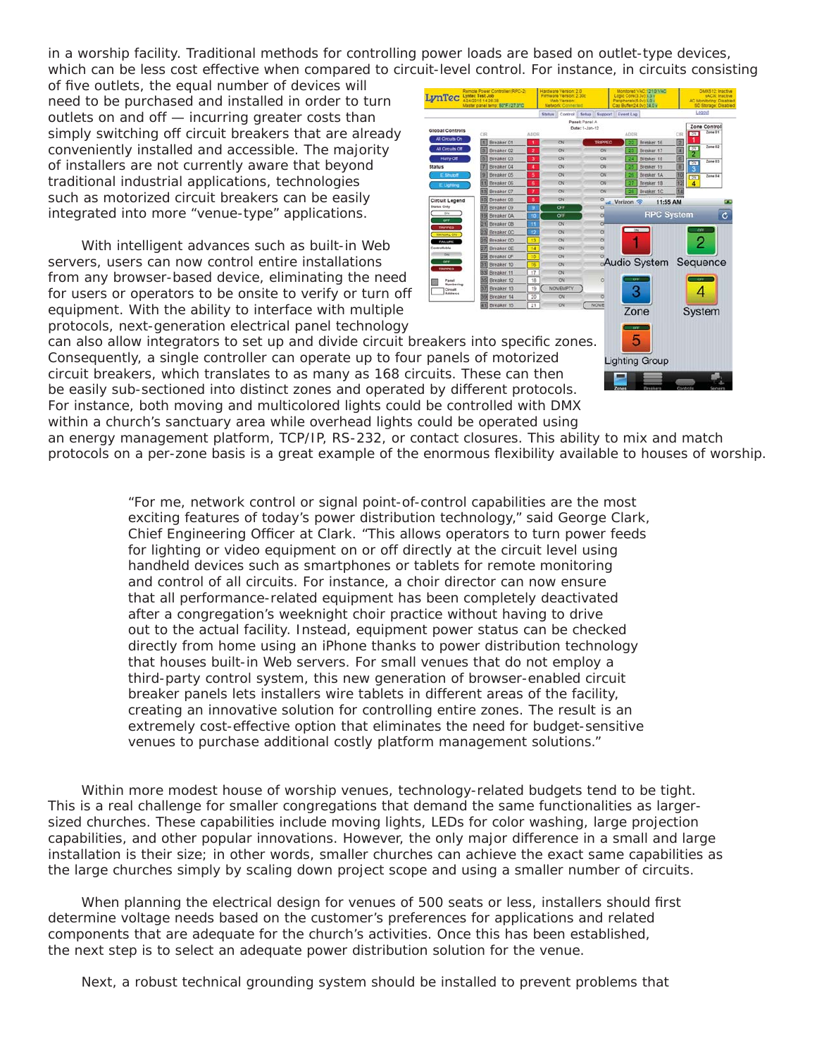in a worship facility. Traditional methods for controlling power loads are based on outlet-type devices, which can be less cost effective when compared to circuit-level control. For instance, in circuits consisting of five outlets, the equal number of devices will need to be purchased and installed in order to turn outlets on and off — incurring greater costs than simply switching off circuit breakers that are already conveniently installed and accessible. The majority of installers are not currently aware that beyond traditional industrial applications, technologies such as motorized circuit breakers can be easily integrated into more "venue-type" applications.

With intelligent advances such as built-in Web servers, users can now control entire installations from any browser-based device, eliminating the need for users or operators to be onsite to verify or turn off equipment. With the ability to interface with multiple protocols, next-generation electrical panel technology can also allow integrators to set up and divide circuit breakers into specific zones. Consequently, a single controller can operate up to four panels of motorized circuit breakers, which translates to as many as 168 circuits. These can then be easily sub-sectioned into distinct zones and operated by different protocols. For instance, both moving and multicolored lights could be controlled with DMX within a church's sanctuary area while overhead lights could be operated using an energy management platform, TCP/IP, RS-232, or contact closures. This ability to mix and match protocols on a per-zone basis is a great example of the enormous flexibility available to houses of worship.

> "For me, network control or signal point-of-control capabilities are the most exciting features of today's power distribution technology," said George Clark, Chief Engineering Officer at Clark. "This allows operators to turn power feeds for lighting or video equipment on or off directly at the circuit level using handheld devices such as smartphones or tablets for remote monitoring and control of all circuits. For instance, a choir director can now ensure that all performance-related equipment has been completely deactivated after a congregation's weeknight choir practice without having to drive out to the actual facility. Instead, equipment power status can be checked directly from home using an iPhone thanks to power distribution technology that houses built-in Web servers. For small venues that do not employ a third-party control system, this new generation of browser-enabled circuit breaker panels lets installers wire tablets in different areas of the facility, creating an innovative solution for controlling entire zones. The result is an extremely cost-effective option that eliminates the need for budget-sensitive venues to purchase additional costly platform management solutions."

Within more modest house of worship venues, technology-related budgets tend to be tight. This is a real challenge for smaller congregations that demand the same functionalities as larger-sized churches. These capabilities include moving lights, LEDs for color washing, large projection capabilities, and other popular innovations. However, the only major difference in a small and large installation is their size; in other words, smaller churches can achieve the exact same capabilities as the large churches simply by scaling down project scope and using a smaller number of circuits.

When planning the electrical design for venues of 500 seats or less, installers should first determine voltage needs based on the customer's preferences for applications and related components that are adequate for the church's activities. Once this has been established, the next step is to select an adequate power distribution solution for the venue.

Next, a robust technical grounding system should be installed to prevent problems that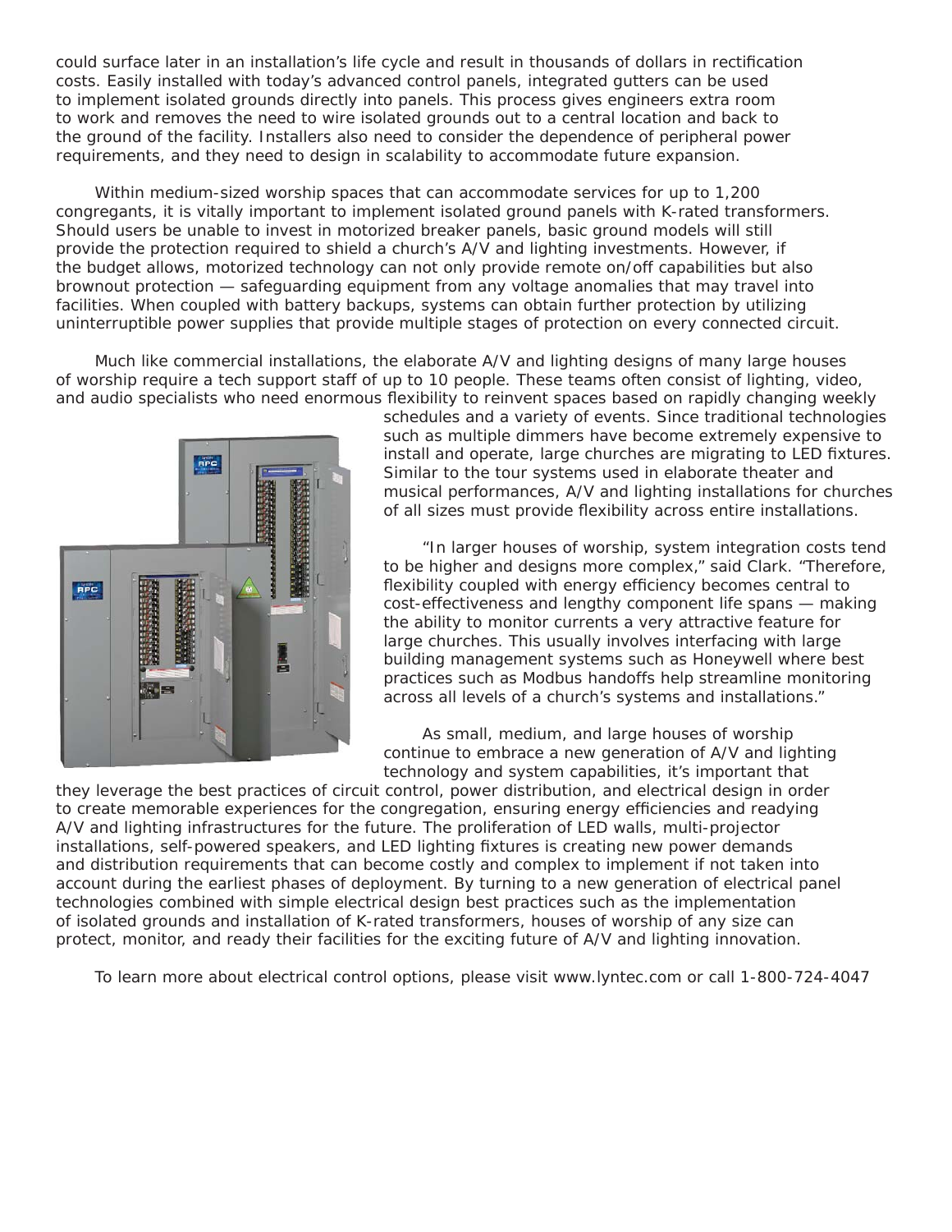could surface later in an installation's life cycle and result in thousands of dollars in rectification costs. Easily installed with today's advanced control panels, integrated gutters can be used to implement isolated grounds directly into panels. This process gives engineers extra room to work and removes the need to wire isolated grounds out to a central location and back to the ground of the facility. Installers also need to consider the dependence of peripheral power requirements, and they need to design in scalability to accommodate future expansion.

Within medium-sized worship spaces that can accommodate services for up to 1,200 congregants, it is vitally important to implement isolated ground panels with K-rated transformers. Should users be unable to invest in motorized breaker panels, basic ground models will still provide the protection required to shield a church's A/V and lighting investments. However, if the budget allows, motorized technology can not only provide remote on/off capabilities but also brownout protection — safeguarding equipment from any voltage anomalies that may travel into facilities. When coupled with battery backups, systems can obtain further protection by utilizing uninterruptible power supplies that provide multiple stages of protection on every connected circuit.

Much like commercial installations, the elaborate A/V and lighting designs of many large houses of worship require a tech support staff of up to 10 people. These teams often consist of lighting, video, and audio specialists who need enormous flexibility to reinvent spaces based on rapidly changing weekly schedules and a variety of events. Since traditional technologies such as multiple dimmers have become extremely expensive to install and operate, large churches are migrating to LED fixtures. Similar to the tour systems used in elaborate theater and musical performances, A/V and lighting installations for churches of all sizes must provide flexibility across entire installations.

"In larger houses of worship, system integration costs tend to be higher and designs more complex," said Clark. "Therefore, flexibility coupled with energy efficiency becomes central to cost-effectiveness and lengthy component life spans — making the ability to monitor currents a very attractive feature for large churches. This usually involves interfacing with large building management systems such as Honeywell where best practices such as Modbus handoffs help streamline monitoring across all levels of a church's systems and installations."

As small, medium, and large houses of worship continue to embrace a new generation of A/V and lighting technology and system capabilities, it's important that they leverage the best practices of circuit control, power distribution, and electrical design in order to create memorable experiences for the congregation, ensuring energy efficiencies and readying A/V and lighting infrastructures for the future. The proliferation of LED walls, multi-projector installations, self-powered speakers, and LED lighting fixtures is creating new power demands and distribution requirements that can become costly and complex to implement if not taken into account during the earliest phases of deployment. By turning to a new generation of electrical panel technologies combined with simple electrical design best practices such as the implementation of isolated grounds and installation of K-rated transformers, houses of worship of any size can protect, monitor, and ready their facilities for the exciting future of A/V and lighting innovation.

To learn more about electrical control options, please visit www.lyntec.com or call 1-800-724-4047